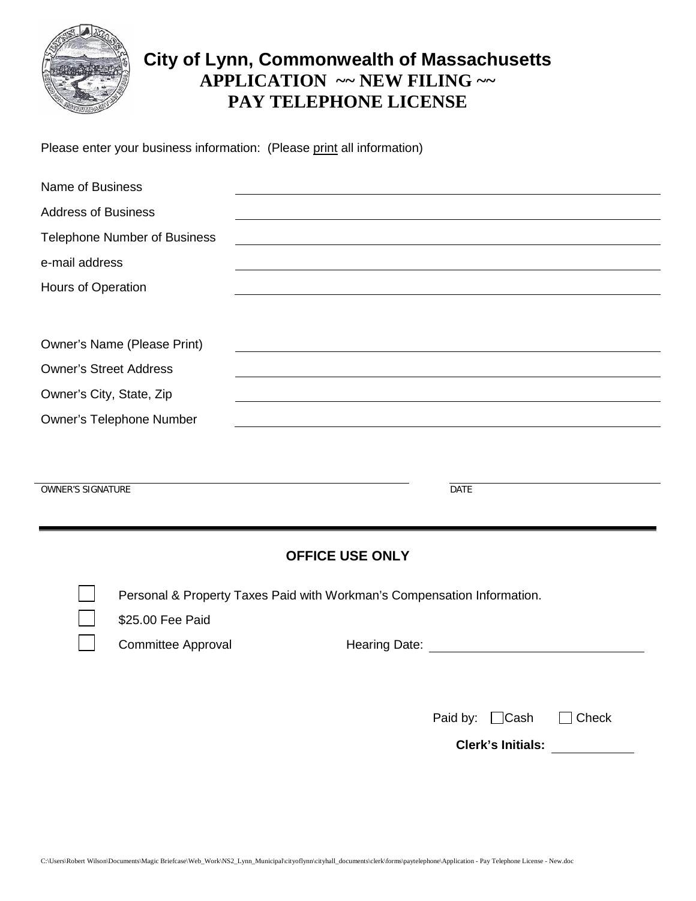# City of Lynn, Commonwealth of Massachusetts

## APPLICATION ~~ NEW FILING ~~

## PAY TELEPHONE LICENSE

Please enter your business information: (Please print all information)

Name of Business \_\_\_\_\_\_\_\_\_\_\_\_\_\_\_\_\_\_\_\_\_\_\_\_\_\_\_\_\_\_\_\_\_\_\_\_\_\_\_\_

Address of Business \_\_\_\_\_\_\_\_\_\_\_\_\_\_\_\_\_\_\_\_\_\_\_\_\_\_\_\_\_\_\_\_\_\_\_\_\_\_\_\_

Telephone Number of Business \_\_\_\_\_\_\_\_\_\_\_\_\_\_\_\_\_\_\_\_\_\_\_\_\_\_\_\_\_\_\_\_\_\_\_\_\_\_\_\_

e-mail address \_\_\_\_\_\_\_\_\_\_\_\_\_\_\_\_\_\_\_\_\_\_\_\_\_\_\_\_\_\_\_\_\_\_\_\_\_\_\_\_

Hours of Operation \_\_\_\_\_\_\_\_\_\_\_\_\_\_\_\_\_\_\_\_\_\_\_\_\_\_\_\_\_\_\_\_\_\_\_\_\_\_\_\_

Owner's Name (Please Print) \_\_\_\_\_\_\_\_\_\_\_\_\_\_\_\_\_\_\_\_\_\_\_\_\_\_\_\_\_\_\_\_\_\_\_\_\_\_\_\_

Owner's Street Address \_\_\_\_\_\_\_\_\_\_\_\_\_\_\_\_\_\_\_\_\_\_\_\_\_\_\_\_\_\_\_\_\_\_\_\_\_\_\_\_

Owner's City, State, Zip \_\_\_\_\_\_\_\_\_\_\_\_\_\_\_\_\_\_\_\_\_\_\_\_\_\_\_\_\_\_\_\_\_\_\_\_\_\_\_\_

Owner's Telephone Number \_\_\_\_\_\_\_\_\_\_\_\_\_\_\_\_\_\_\_\_\_\_\_\_\_\_\_\_\_\_\_\_\_\_\_\_\_\_\_\_

\_\_\_\_\_\_\_\_\_\_\_\_\_\_\_\_\_\_\_\_\_\_\_\_\_\_\_\_\_\_\_\_\_\_\_\_\_\_\_\_ \_\_\_\_\_\_\_\_\_\_\_\_\_\_\_\_\_\_\_\_

OWNER'S SIGNATURE DATE

---

### OFFICE USE ONLY

- ☐ Personal & Property Taxes Paid with Workman's Compensation Information.
- ☐ $25.00 Fee Paid
- ☐ Committee Approval Hearing Date: \_\_\_\_\_\_\_\_\_\_\_\_\_\_\_\_\_\_\_\_

Paid by: ☐ Cash ☐ Check

**Clerk's Initials:** \_\_\_\_\_\_\_\_\_\_

C:\Users\Robert Wilson\Documents\Magic Briefcase\Web_Work\NS2_Lynn_Municipal\cityoflynn\cityhall_documents\clerk\forms\paytelephone\Application - Pay Telephone License - New.doc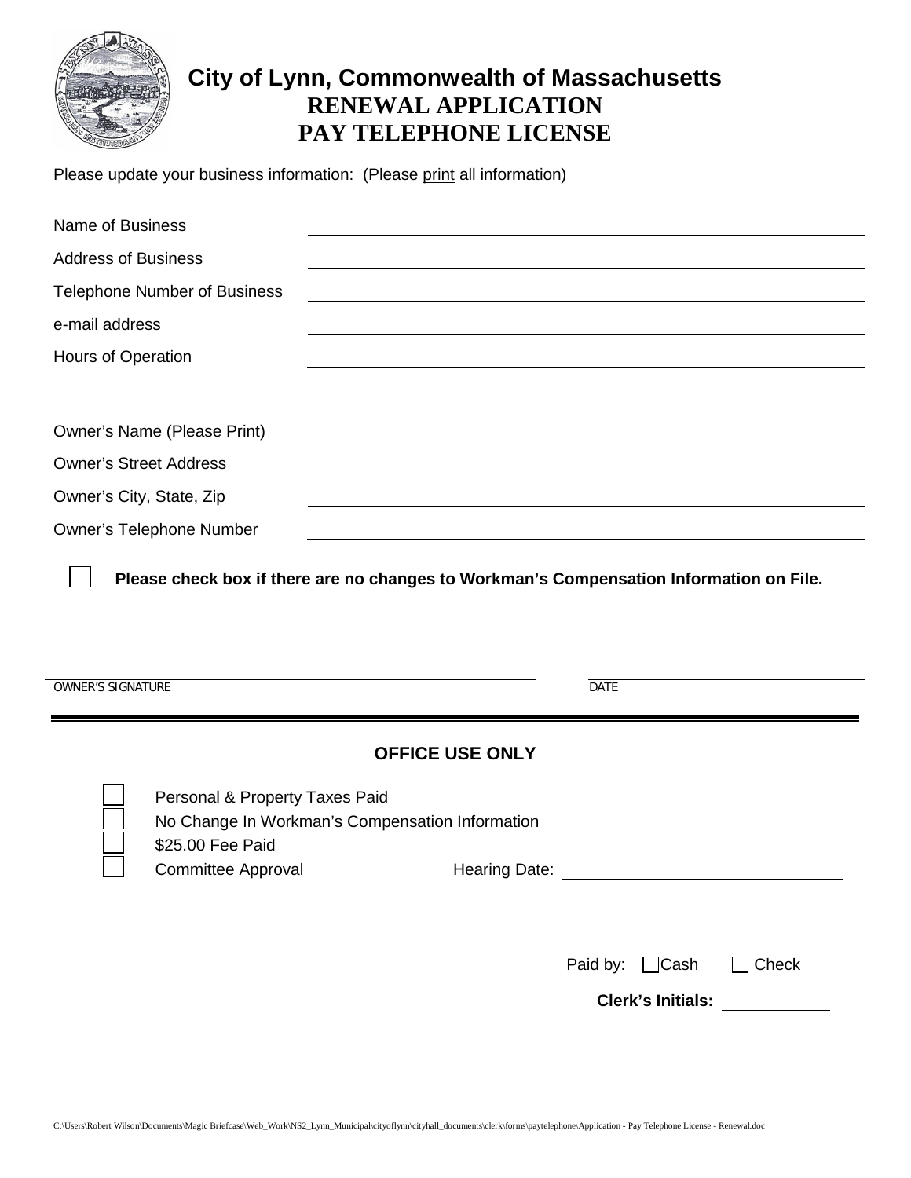# City of Lynn, Commonwealth of Massachusetts
## RENEWAL APPLICATION
## PAY TELEPHONE LICENSE

Please update your business information: (Please print all information)

Name of Business \_\_\_\_\_\_\_\_\_\_\_\_\_\_\_\_\_\_\_\_\_\_\_\_\_\_\_\_\_\_\_\_\_\_\_\_

Address of Business \_\_\_\_\_\_\_\_\_\_\_\_\_\_\_\_\_\_\_\_\_\_\_\_\_\_\_\_\_\_\_\_\_\_\_\_

Telephone Number of Business \_\_\_\_\_\_\_\_\_\_\_\_\_\_\_\_\_\_\_\_\_\_\_\_\_\_\_\_\_\_\_\_\_\_\_\_

e-mail address \_\_\_\_\_\_\_\_\_\_\_\_\_\_\_\_\_\_\_\_\_\_\_\_\_\_\_\_\_\_\_\_\_\_\_\_

Hours of Operation \_\_\_\_\_\_\_\_\_\_\_\_\_\_\_\_\_\_\_\_\_\_\_\_\_\_\_\_\_\_\_\_\_\_\_\_

Owner's Name (Please Print) \_\_\_\_\_\_\_\_\_\_\_\_\_\_\_\_\_\_\_\_\_\_\_\_\_\_\_\_\_\_\_\_\_\_\_\_

Owner's Street Address \_\_\_\_\_\_\_\_\_\_\_\_\_\_\_\_\_\_\_\_\_\_\_\_\_\_\_\_\_\_\_\_\_\_\_\_

Owner's City, State, Zip \_\_\_\_\_\_\_\_\_\_\_\_\_\_\_\_\_\_\_\_\_\_\_\_\_\_\_\_\_\_\_\_\_\_\_\_

Owner's Telephone Number \_\_\_\_\_\_\_\_\_\_\_\_\_\_\_\_\_\_\_\_\_\_\_\_\_\_\_\_\_\_\_\_\_\_\_\_

☐ **Please check box if there are no changes to Workman's Compensation Information on File.**

\_\_\_\_\_\_\_\_\_\_\_\_\_\_\_\_\_\_\_\_\_\_\_\_\_\_\_\_\_\_\_\_\_\_\_\_ \_\_\_\_\_\_\_\_\_\_\_\_\_\_\_\_\_\_
OWNER'S SIGNATURE DATE

---

### OFFICE USE ONLY

☐ Personal & Property Taxes Paid
☐ No Change In Workman's Compensation Information
☐ $25.00 Fee Paid
☐ Committee Approval Hearing Date: \_\_\_\_\_\_\_\_\_\_\_\_\_\_\_\_\_\_\_\_

Paid by: ☐ Cash ☐ Check

**Clerk's Initials:** \_\_\_\_\_\_\_\_\_\_

C:\Users\Robert Wilson\Documents\Magic Briefcase\Web_Work\NS2_Lynn_Municipal\cityoflynn\cityhall_documents\clerk\forms\paytelephone\Application - Pay Telephone License - Renewal.doc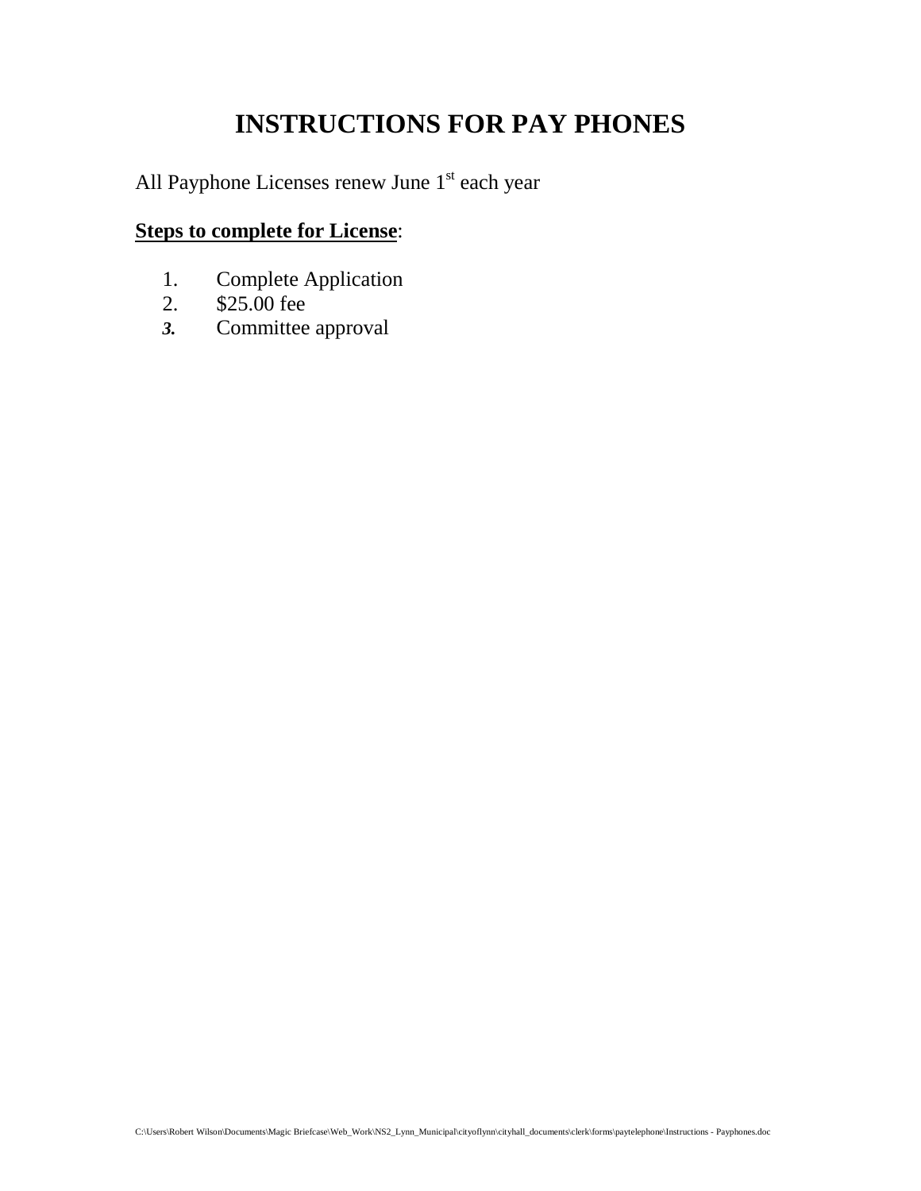# INSTRUCTIONS FOR PAY PHONES

All Payphone Licenses renew June 1st each year

**Steps to complete for License**:

1. Complete Application
2. $25.00 fee
3. Committee approval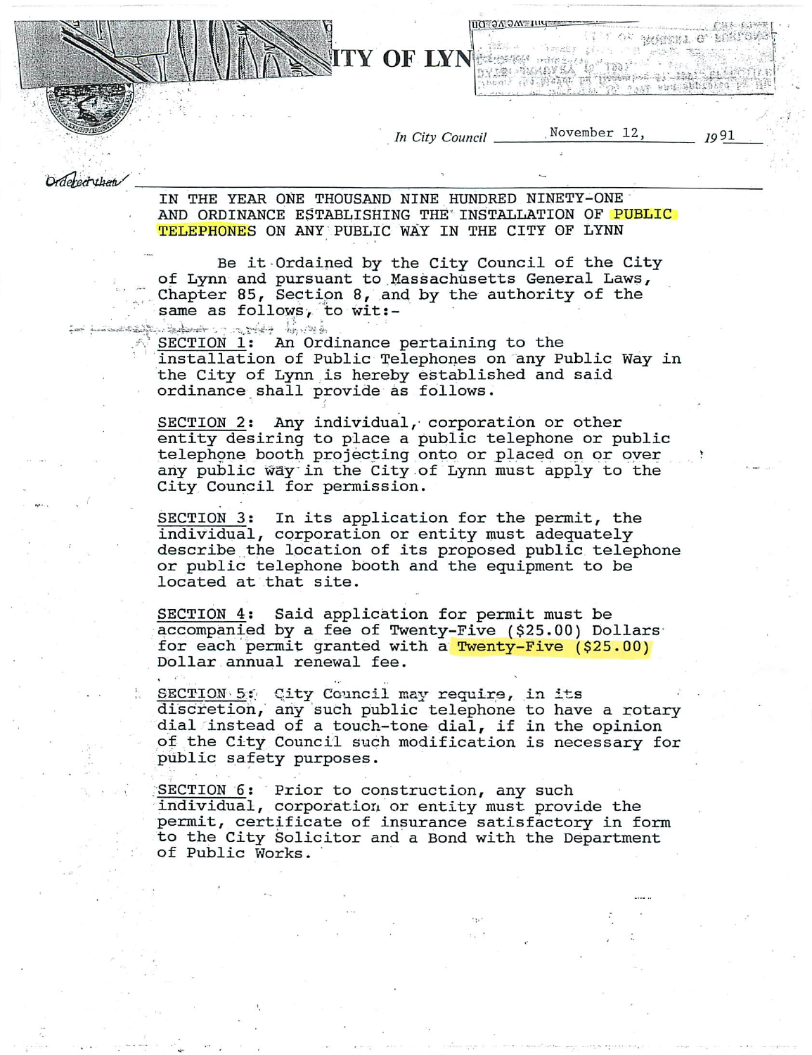# CITY OF LYNN

*In City Council* November 12, 1991

*Ordered that*

IN THE YEAR ONE THOUSAND NINE HUNDRED NINETY-ONE AND ORDINANCE ESTABLISHING THE INSTALLATION OF PUBLIC TELEPHONES ON ANY PUBLIC WAY IN THE CITY OF LYNN

Be it Ordained by the City Council of the City of Lynn and pursuant to Massachusetts General Laws, Chapter 85, Section 8, and by the authority of the same as follows, to wit:-

<u>SECTION 1</u>: An Ordinance pertaining to the installation of Public Telephones on any Public Way in the City of Lynn is hereby established and said ordinance shall provide as follows.

<u>SECTION 2</u>: Any individual, corporation or other entity desiring to place a public telephone or public telephone booth projecting onto or placed on or over any public way in the City of Lynn must apply to the City Council for permission.

<u>SECTION 3</u>: In its application for the permit, the individual, corporation or entity must adequately describe the location of its proposed public telephone or public telephone booth and the equipment to be located at that site.

<u>SECTION 4</u>: Said application for permit must be accompanied by a fee of Twenty-Five ($25.00) Dollars for each permit granted with a Twenty-Five ($25.00) Dollar annual renewal fee.

<u>SECTION 5</u>: City Council may require, in its discretion, any such public telephone to have a rotary dial instead of a touch-tone dial, if in the opinion of the City Council such modification is necessary for public safety purposes.

<u>SECTION 6</u>: Prior to construction, any such individual, corporation or entity must provide the permit, certificate of insurance satisfactory in form to the City Solicitor and a Bond with the Department of Public Works.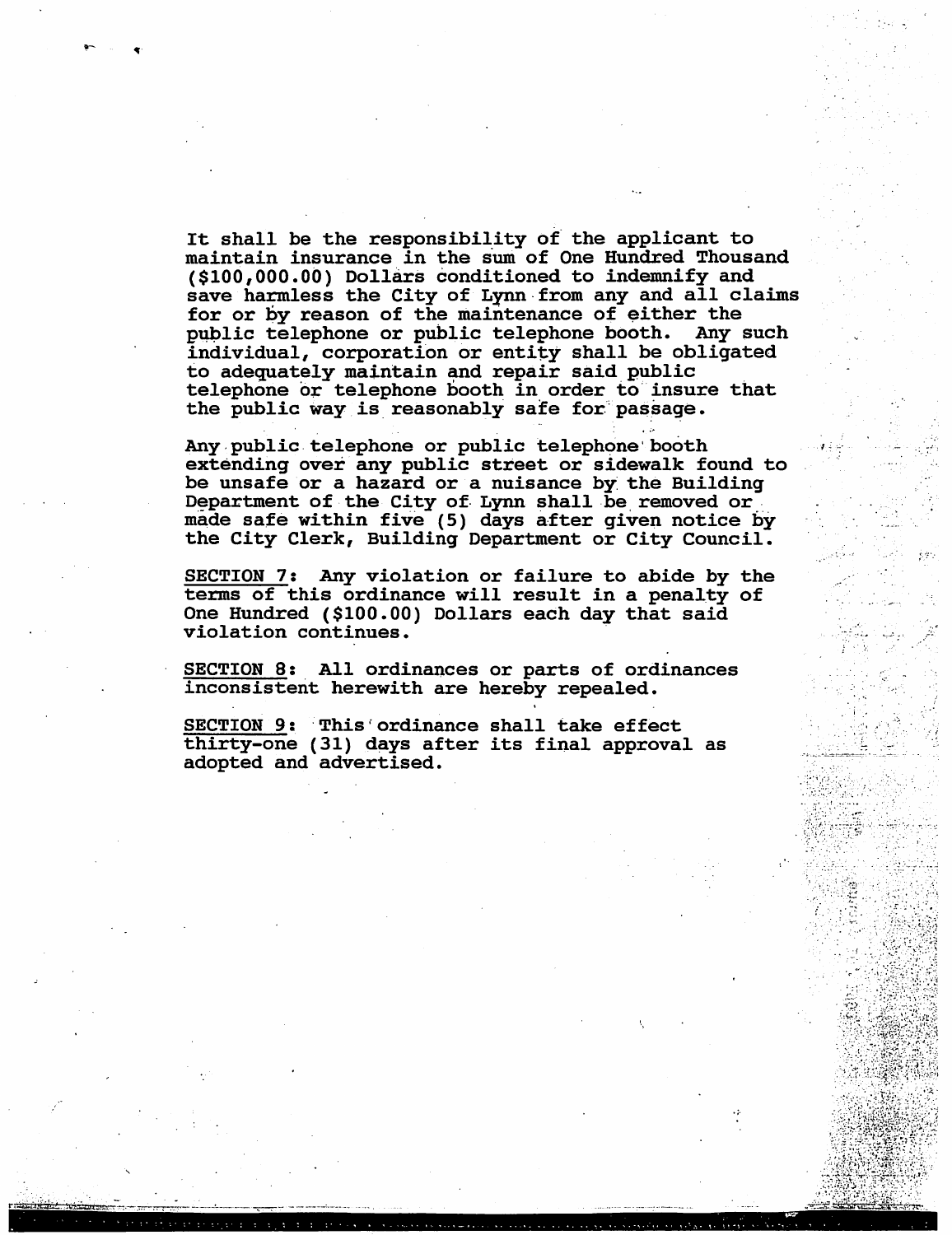It shall be the responsibility of the applicant to maintain insurance in the sum of One Hundred Thousand ($100,000.00) Dollars conditioned to indemnify and save harmless the City of Lynn from any and all claims for or by reason of the maintenance of either the public telephone or public telephone booth. Any such individual, corporation or entity shall be obligated to adequately maintain and repair said public telephone or telephone booth in order to insure that the public way is reasonably safe for passage.

Any public telephone or public telephone booth extending over any public street or sidewalk found to be unsafe or a hazard or a nuisance by the Building Department of the City of Lynn shall be removed or made safe within five (5) days after given notice by the City Clerk, Building Department or City Council.

<u>SECTION 7</u>: Any violation or failure to abide by the terms of this ordinance will result in a penalty of One Hundred ($100.00) Dollars each day that said violation continues.

<u>SECTION 8</u>: All ordinances or parts of ordinances inconsistent herewith are hereby repealed.

<u>SECTION 9</u>: This ordinance shall take effect thirty-one (31) days after its final approval as adopted and advertised.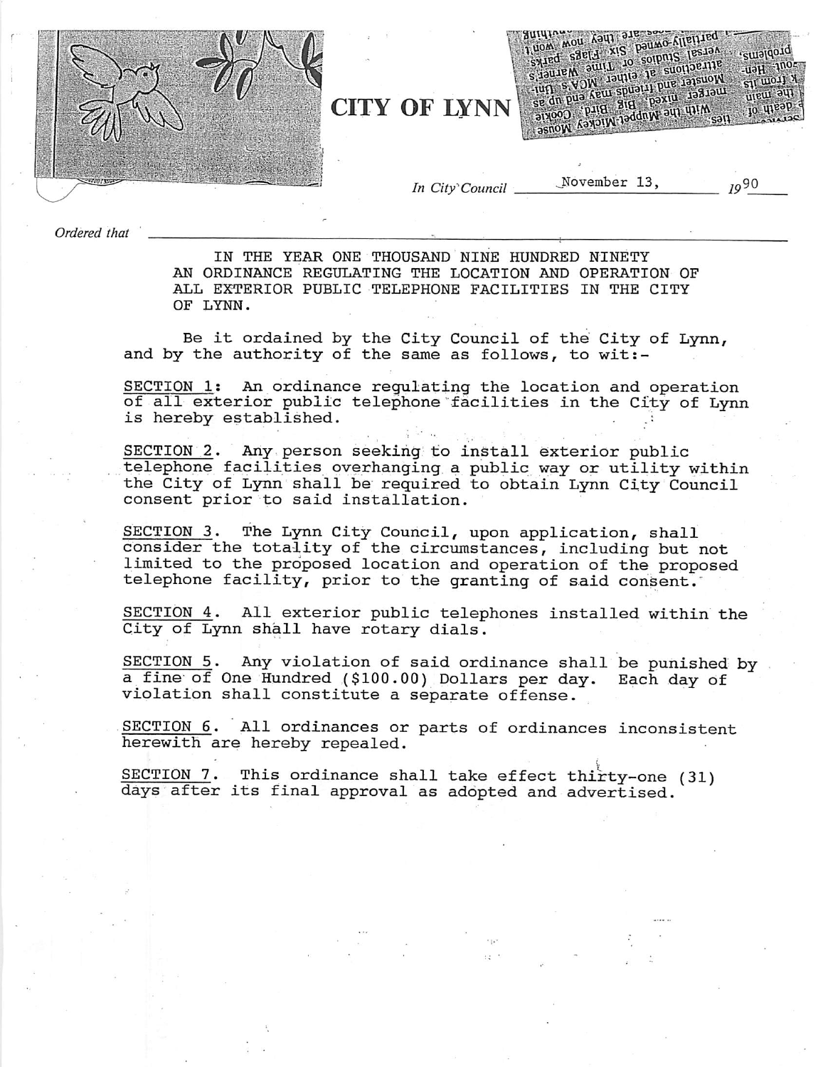# CITY OF LYNN

*In City Council* November 13, 1990

*Ordered that*

IN THE YEAR ONE THOUSAND NINE HUNDRED NINETY
AN ORDINANCE REGULATING THE LOCATION AND OPERATION OF ALL EXTERIOR PUBLIC TELEPHONE FACILITIES IN THE CITY OF LYNN.

Be it ordained by the City Council of the City of Lynn, and by the authority of the same as follows, to wit:-

SECTION 1: An ordinance regulating the location and operation of all exterior public telephone facilities in the City of Lynn is hereby established.

SECTION 2. Any person seeking to install exterior public telephone facilities overhanging a public way or utility within the City of Lynn shall be required to obtain Lynn City Council consent prior to said installation.

SECTION 3. The Lynn City Council, upon application, shall consider the totality of the circumstances, including but not limited to the proposed location and operation of the proposed telephone facility, prior to the granting of said consent.

SECTION 4. All exterior public telephones installed within the City of Lynn shall have rotary dials.

SECTION 5. Any violation of said ordinance shall be punished by a fine of One Hundred ($100.00) Dollars per day. Each day of violation shall constitute a separate offense.

SECTION 6. All ordinances or parts of ordinances inconsistent herewith are hereby repealed.

SECTION 7. This ordinance shall take effect thirty-one (31) days after its final approval as adopted and advertised.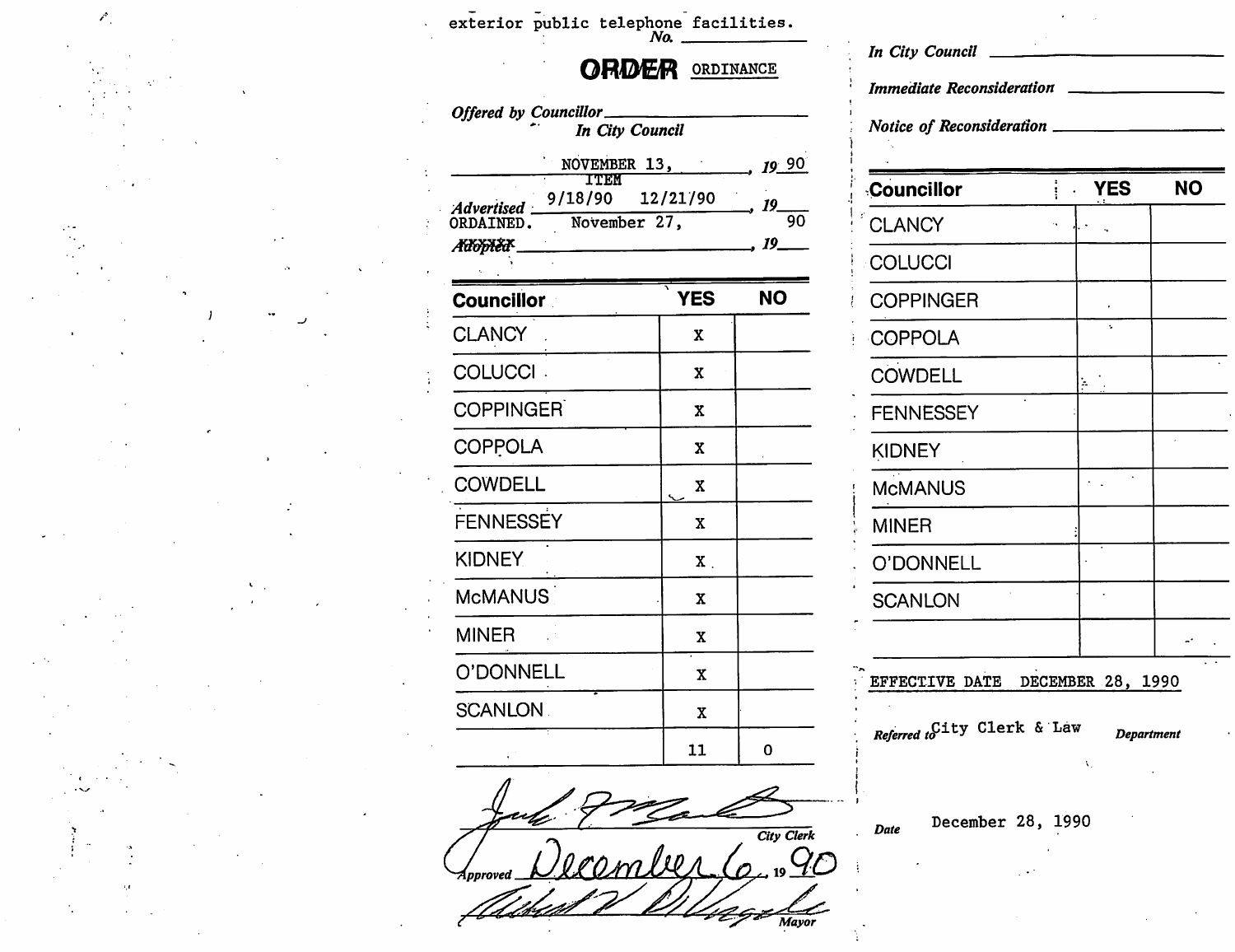exterior public telephone facilities.

No. ____________

# ~~ORDER~~ ORDINANCE

*Offered by Councillor* ____________

*In City Council*

NOVEMBER 13, 1990
ITEM

*Advertised* 9/18/90 12/21/90, 19__

ORDAINED. November 27, 90

~~*Adopted*~~ ____________, 19__

| Councillor | YES | NO |
|---|---|---|
| CLANCY | X | |
| COLUCCI | X | |
| COPPINGER | X | |
| COPPOLA | X | |
| COWDELL | X | |
| FENNESSEY | X | |
| KIDNEY | X | |
| McMANUS | X | |
| MINER | X | |
| O'DONNELL | X | |
| SCANLON | X | |
| | 11 | 0 |

*City Clerk*

*Approved* December 6, 19 90

*Mayor*

*In City Council* ____________

*Immediate Reconsideration* ____________

*Notice of Reconsideration* ____________

| Councillor | YES | NO |
|---|---|---|
| CLANCY | | |
| COLUCCI | | |
| COPPINGER | | |
| COPPOLA | | |
| COWDELL | | |
| FENNESSEY | | |
| KIDNEY | | |
| McMANUS | | |
| MINER | | |
| O'DONNELL | | |
| SCANLON | | |
| | | |

EFFECTIVE DATE DECEMBER 28, 1990

*Referred to* City Clerk & Law *Department*

*Date* December 28, 1990